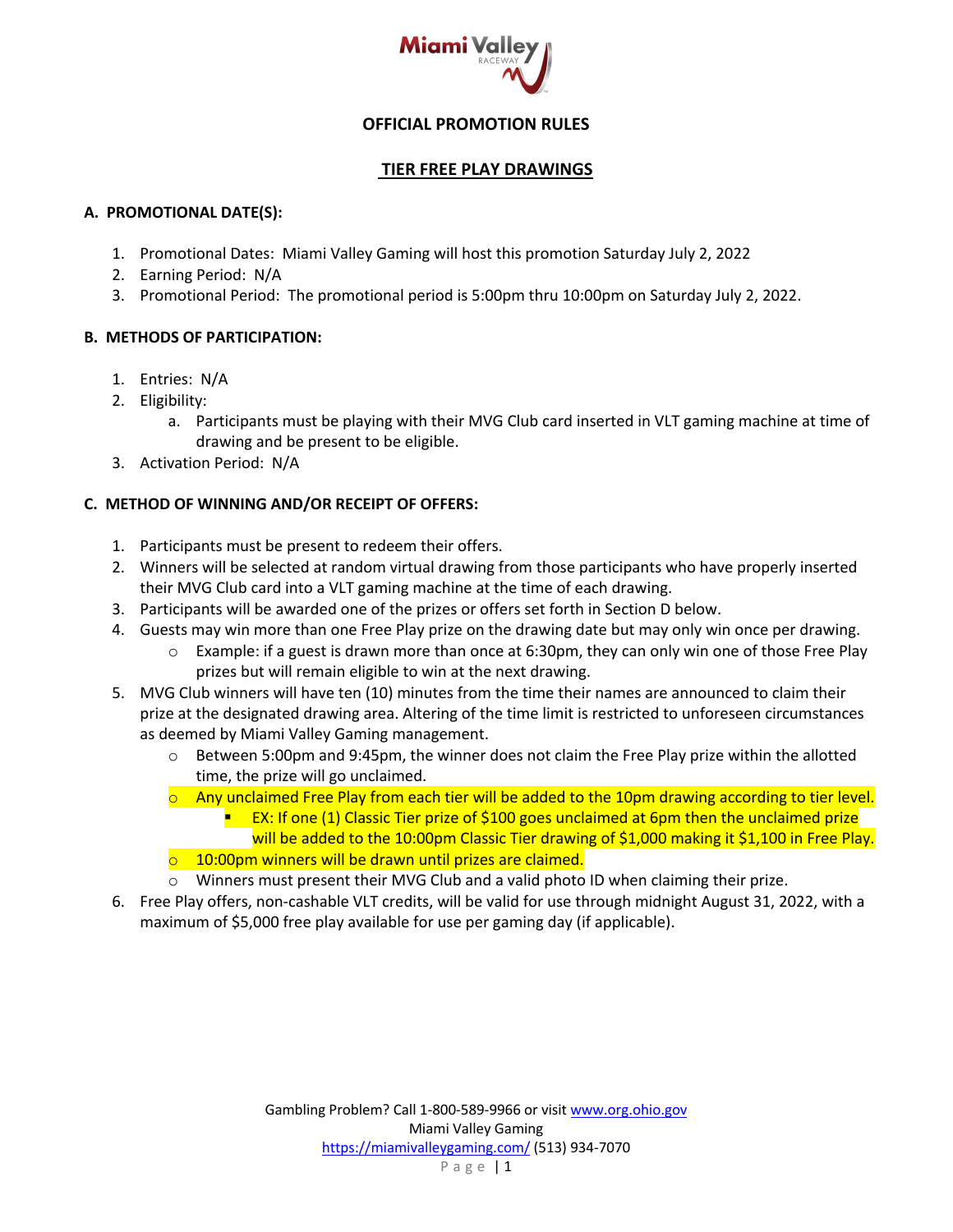# OFFICIAL PROMOTION RULES

## TIER FREE PLAY DRAWINGS

### A. PROMOTIONAL DATE(S):

1. Promotional Dates: Miami Valley Gaming will host this promotion Saturday July 2, 2022
2. Earning Period: N/A
3. Promotional Period: The promotional period is 5:00pm thru 10:00pm on Saturday July 2, 2022.

### B. METHODS OF PARTICIPATION:

1. Entries: N/A
2. Eligibility:
   a. Participants must be playing with their MVG Club card inserted in VLT gaming machine at time of drawing and be present to be eligible.
3. Activation Period: N/A

### C. METHOD OF WINNING AND/OR RECEIPT OF OFFERS:

1. Participants must be present to redeem their offers.
2. Winners will be selected at random virtual drawing from those participants who have properly inserted their MVG Club card into a VLT gaming machine at the time of each drawing.
3. Participants will be awarded one of the prizes or offers set forth in Section D below.
4. Guests may win more than one Free Play prize on the drawing date but may only win once per drawing.
   - Example: if a guest is drawn more than once at 6:30pm, they can only win one of those Free Play prizes but will remain eligible to win at the next drawing.
5. MVG Club winners will have ten (10) minutes from the time their names are announced to claim their prize at the designated drawing area. Altering of the time limit is restricted to unforeseen circumstances as deemed by Miami Valley Gaming management.
   - Between 5:00pm and 9:45pm, the winner does not claim the Free Play prize within the allotted time, the prize will go unclaimed.
   - Any unclaimed Free Play from each tier will be added to the 10pm drawing according to tier level.
     - EX: If one (1) Classic Tier prize of $100 goes unclaimed at 6pm then the unclaimed prize will be added to the 10:00pm Classic Tier drawing of $1,000 making it $1,100 in Free Play.
   - 10:00pm winners will be drawn until prizes are claimed.
   - Winners must present their MVG Club and a valid photo ID when claiming their prize.
6. Free Play offers, non-cashable VLT credits, will be valid for use through midnight August 31, 2022, with a maximum of $5,000 free play available for use per gaming day (if applicable).

Gambling Problem? Call 1-800-589-9966 or visit www.org.ohio.gov
Miami Valley Gaming
https://miamivalleygaming.com/ (513) 934-7070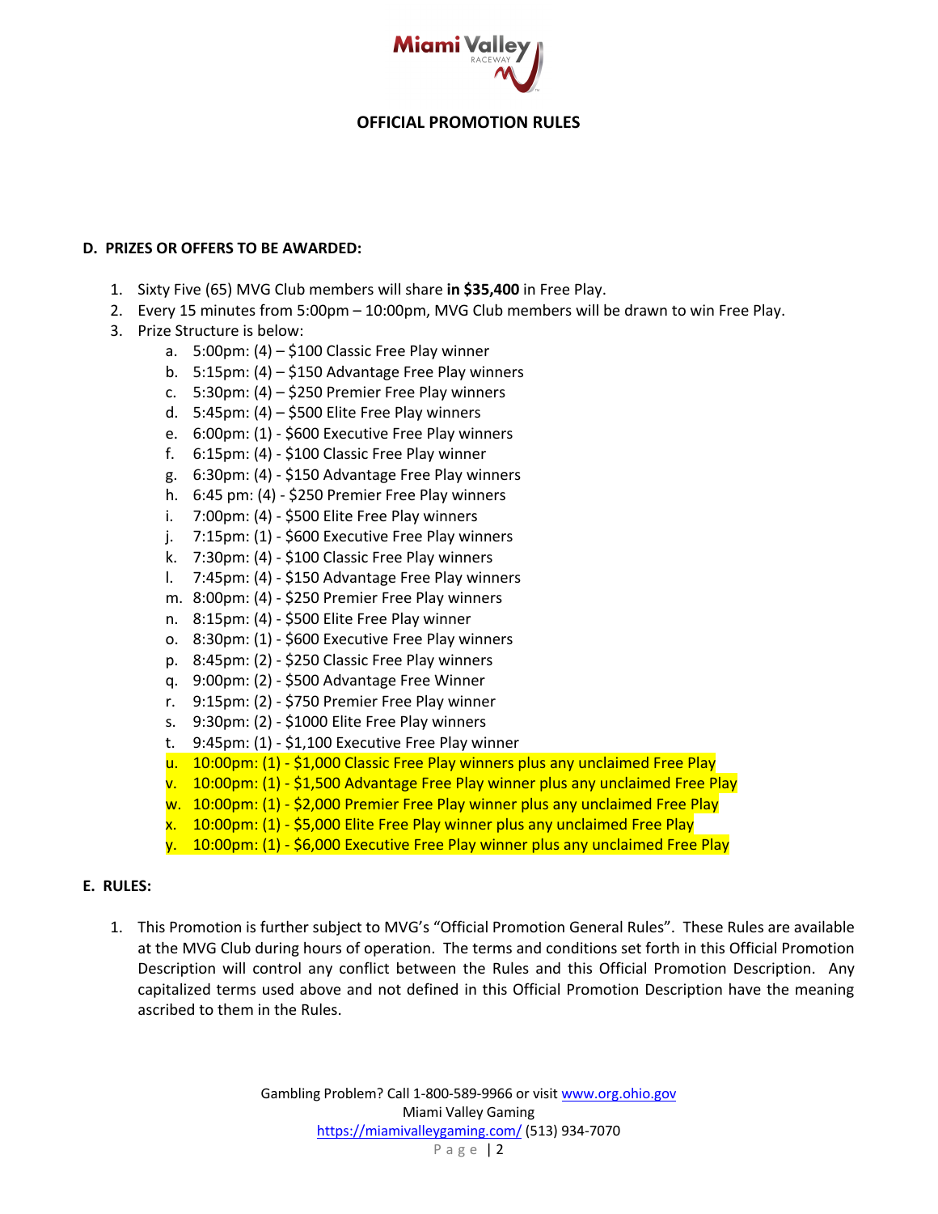**OFFICIAL PROMOTION RULES**

**D. PRIZES OR OFFERS TO BE AWARDED:**

1. Sixty Five (65) MVG Club members will share **in $35,400** in Free Play.
2. Every 15 minutes from 5:00pm – 10:00pm, MVG Club members will be drawn to win Free Play.
3. Prize Structure is below:
    a. 5:00pm: (4) – $100 Classic Free Play winner
    b. 5:15pm: (4) – $150 Advantage Free Play winners
    c. 5:30pm: (4) – $250 Premier Free Play winners
    d. 5:45pm: (4) – $500 Elite Free Play winners
    e. 6:00pm: (1) - $600 Executive Free Play winners
    f. 6:15pm: (4) - $100 Classic Free Play winner
    g. 6:30pm: (4) - $150 Advantage Free Play winners
    h. 6:45 pm: (4) - $250 Premier Free Play winners
    i. 7:00pm: (4) - $500 Elite Free Play winners
    j. 7:15pm: (1) - $600 Executive Free Play winners
    k. 7:30pm: (4) - $100 Classic Free Play winners
    l. 7:45pm: (4) - $150 Advantage Free Play winners
    m. 8:00pm: (4) - $250 Premier Free Play winners
    n. 8:15pm: (4) - $500 Elite Free Play winner
    o. 8:30pm: (1) - $600 Executive Free Play winners
    p. 8:45pm: (2) - $250 Classic Free Play winners
    q. 9:00pm: (2) - $500 Advantage Free Winner
    r. 9:15pm: (2) - $750 Premier Free Play winner
    s. 9:30pm: (2) - $1000 Elite Free Play winners
    t. 9:45pm: (1) - $1,100 Executive Free Play winner
    u. 10:00pm: (1) - $1,000 Classic Free Play winners plus any unclaimed Free Play
    v. 10:00pm: (1) - $1,500 Advantage Free Play winner plus any unclaimed Free Play
    w. 10:00pm: (1) - $2,000 Premier Free Play winner plus any unclaimed Free Play
    x. 10:00pm: (1) - $5,000 Elite Free Play winner plus any unclaimed Free Play
    y. 10:00pm: (1) - $6,000 Executive Free Play winner plus any unclaimed Free Play

**E. RULES:**

1. This Promotion is further subject to MVG's "Official Promotion General Rules". These Rules are available at the MVG Club during hours of operation. The terms and conditions set forth in this Official Promotion Description will control any conflict between the Rules and this Official Promotion Description. Any capitalized terms used above and not defined in this Official Promotion Description have the meaning ascribed to them in the Rules.

Gambling Problem? Call 1-800-589-9966 or visit www.org.ohio.gov
Miami Valley Gaming
https://miamivalleygaming.com/ (513) 934-7070